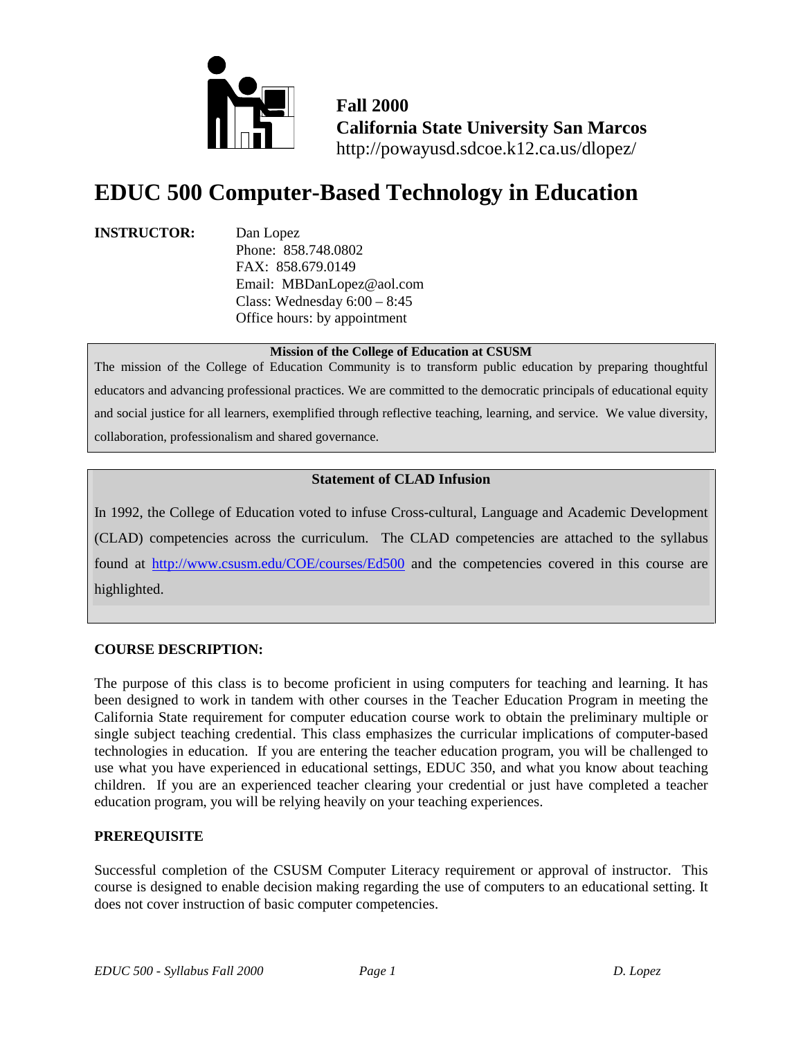**Fall 2000**
**California State University San Marcos**
http://powayusd.sdcoe.k12.ca.us/dlopez/

# EDUC 500 Computer-Based Technology in Education

**INSTRUCTOR:** Dan Lopez
Phone: 858.748.0802
FAX: 858.679.0149
Email: MBDanLopez@aol.com
Class: Wednesday 6:00 – 8:45
Office hours: by appointment

**Mission of the College of Education at CSUSM**

The mission of the College of Education Community is to transform public education by preparing thoughtful educators and advancing professional practices. We are committed to the democratic principals of educational equity and social justice for all learners, exemplified through reflective teaching, learning, and service. We value diversity, collaboration, professionalism and shared governance.

**Statement of CLAD Infusion**

In 1992, the College of Education voted to infuse Cross-cultural, Language and Academic Development (CLAD) competencies across the curriculum. The CLAD competencies are attached to the syllabus found at http://www.csusm.edu/COE/courses/Ed500 and the competencies covered in this course are highlighted.

## COURSE DESCRIPTION:

The purpose of this class is to become proficient in using computers for teaching and learning. It has been designed to work in tandem with other courses in the Teacher Education Program in meeting the California State requirement for computer education course work to obtain the preliminary multiple or single subject teaching credential. This class emphasizes the curricular implications of computer-based technologies in education. If you are entering the teacher education program, you will be challenged to use what you have experienced in educational settings, EDUC 350, and what you know about teaching children. If you are an experienced teacher clearing your credential or just have completed a teacher education program, you will be relying heavily on your teaching experiences.

## PREREQUISITE

Successful completion of the CSUSM Computer Literacy requirement or approval of instructor. This course is designed to enable decision making regarding the use of computers to an educational setting. It does not cover instruction of basic computer competencies.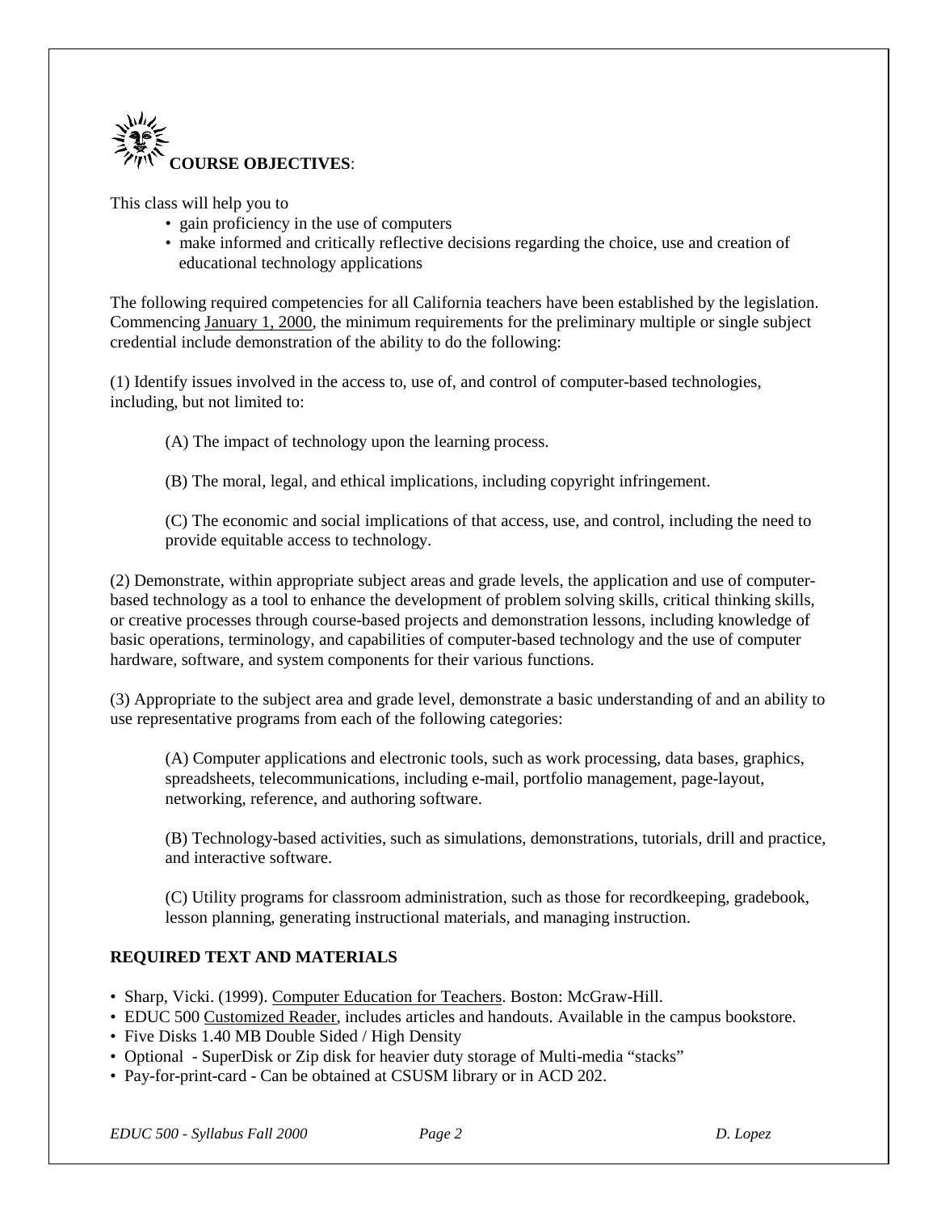## COURSE OBJECTIVES:

This class will help you to

- gain proficiency in the use of computers
- make informed and critically reflective decisions regarding the choice, use and creation of educational technology applications

The following required competencies for all California teachers have been established by the legislation. Commencing January 1, 2000, the minimum requirements for the preliminary multiple or single subject credential include demonstration of the ability to do the following:

(1) Identify issues involved in the access to, use of, and control of computer-based technologies, including, but not limited to:

> (A) The impact of technology upon the learning process.
>
> (B) The moral, legal, and ethical implications, including copyright infringement.
>
> (C) The economic and social implications of that access, use, and control, including the need to provide equitable access to technology.

(2) Demonstrate, within appropriate subject areas and grade levels, the application and use of computer-based technology as a tool to enhance the development of problem solving skills, critical thinking skills, or creative processes through course-based projects and demonstration lessons, including knowledge of basic operations, terminology, and capabilities of computer-based technology and the use of computer hardware, software, and system components for their various functions.

(3) Appropriate to the subject area and grade level, demonstrate a basic understanding of and an ability to use representative programs from each of the following categories:

> (A) Computer applications and electronic tools, such as work processing, data bases, graphics, spreadsheets, telecommunications, including e-mail, portfolio management, page-layout, networking, reference, and authoring software.
>
> (B) Technology-based activities, such as simulations, demonstrations, tutorials, drill and practice, and interactive software.
>
> (C) Utility programs for classroom administration, such as those for recordkeeping, gradebook, lesson planning, generating instructional materials, and managing instruction.

### REQUIRED TEXT AND MATERIALS

- Sharp, Vicki. (1999). Computer Education for Teachers. Boston: McGraw-Hill.
- EDUC 500 Customized Reader, includes articles and handouts. Available in the campus bookstore.
- Five Disks 1.40 MB Double Sided / High Density
- Optional - SuperDisk or Zip disk for heavier duty storage of Multi-media "stacks"
- Pay-for-print-card - Can be obtained at CSUSM library or in ACD 202.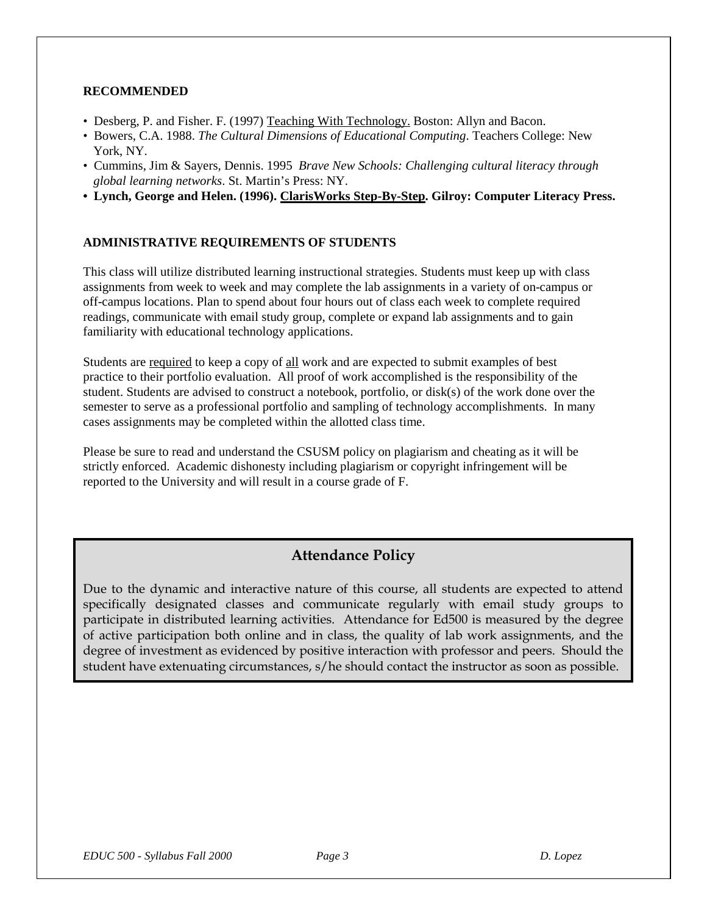### RECOMMENDED

- Desberg, P. and Fisher. F. (1997) Teaching With Technology. Boston: Allyn and Bacon.
- Bowers, C.A. 1988. *The Cultural Dimensions of Educational Computing*. Teachers College: New York, NY.
- Cummins, Jim & Sayers, Dennis. 1995 *Brave New Schools: Challenging cultural literacy through global learning networks*. St. Martin's Press: NY.
- **Lynch, George and Helen. (1996). ClarisWorks Step-By-Step. Gilroy: Computer Literacy Press.**

### ADMINISTRATIVE REQUIREMENTS OF STUDENTS

This class will utilize distributed learning instructional strategies. Students must keep up with class assignments from week to week and may complete the lab assignments in a variety of on-campus or off-campus locations. Plan to spend about four hours out of class each week to complete required readings, communicate with email study group, complete or expand lab assignments and to gain familiarity with educational technology applications.

Students are required to keep a copy of all work and are expected to submit examples of best practice to their portfolio evaluation. All proof of work accomplished is the responsibility of the student. Students are advised to construct a notebook, portfolio, or disk(s) of the work done over the semester to serve as a professional portfolio and sampling of technology accomplishments. In many cases assignments may be completed within the allotted class time.

Please be sure to read and understand the CSUSM policy on plagiarism and cheating as it will be strictly enforced. Academic dishonesty including plagiarism or copyright infringement will be reported to the University and will result in a course grade of F.

## Attendance Policy

Due to the dynamic and interactive nature of this course, all students are expected to attend specifically designated classes and communicate regularly with email study groups to participate in distributed learning activities. Attendance for Ed500 is measured by the degree of active participation both online and in class, the quality of lab work assignments, and the degree of investment as evidenced by positive interaction with professor and peers. Should the student have extenuating circumstances, s/he should contact the instructor as soon as possible.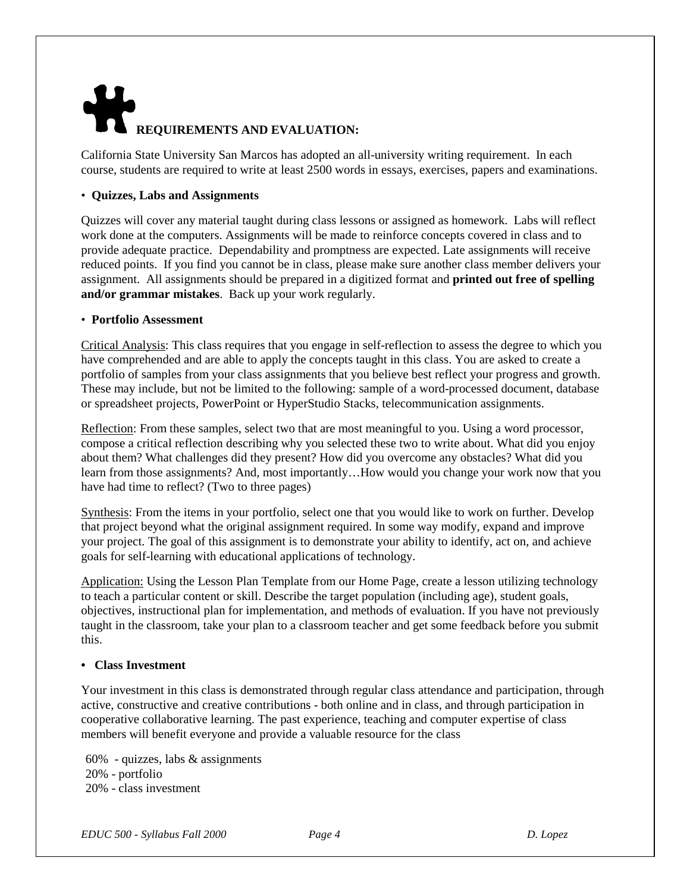## REQUIREMENTS AND EVALUATION:

California State University San Marcos has adopted an all-university writing requirement. In each course, students are required to write at least 2500 words in essays, exercises, papers and examinations.

- **Quizzes, Labs and Assignments**

Quizzes will cover any material taught during class lessons or assigned as homework. Labs will reflect work done at the computers. Assignments will be made to reinforce concepts covered in class and to provide adequate practice. Dependability and promptness are expected. Late assignments will receive reduced points. If you find you cannot be in class, please make sure another class member delivers your assignment. All assignments should be prepared in a digitized format and **printed out free of spelling and/or grammar mistakes**. Back up your work regularly.

- **Portfolio Assessment**

Critical Analysis: This class requires that you engage in self-reflection to assess the degree to which you have comprehended and are able to apply the concepts taught in this class. You are asked to create a portfolio of samples from your class assignments that you believe best reflect your progress and growth. These may include, but not be limited to the following: sample of a word-processed document, database or spreadsheet projects, PowerPoint or HyperStudio Stacks, telecommunication assignments.

Reflection: From these samples, select two that are most meaningful to you. Using a word processor, compose a critical reflection describing why you selected these two to write about. What did you enjoy about them? What challenges did they present? How did you overcome any obstacles? What did you learn from those assignments? And, most importantly…How would you change your work now that you have had time to reflect? (Two to three pages)

Synthesis: From the items in your portfolio, select one that you would like to work on further. Develop that project beyond what the original assignment required. In some way modify, expand and improve your project. The goal of this assignment is to demonstrate your ability to identify, act on, and achieve goals for self-learning with educational applications of technology.

Application: Using the Lesson Plan Template from our Home Page, create a lesson utilizing technology to teach a particular content or skill. Describe the target population (including age), student goals, objectives, instructional plan for implementation, and methods of evaluation. If you have not previously taught in the classroom, take your plan to a classroom teacher and get some feedback before you submit this.

- **Class Investment**

Your investment in this class is demonstrated through regular class attendance and participation, through active, constructive and creative contributions - both online and in class, and through participation in cooperative collaborative learning. The past experience, teaching and computer expertise of class members will benefit everyone and provide a valuable resource for the class

60% - quizzes, labs & assignments  
20% - portfolio  
20% - class investment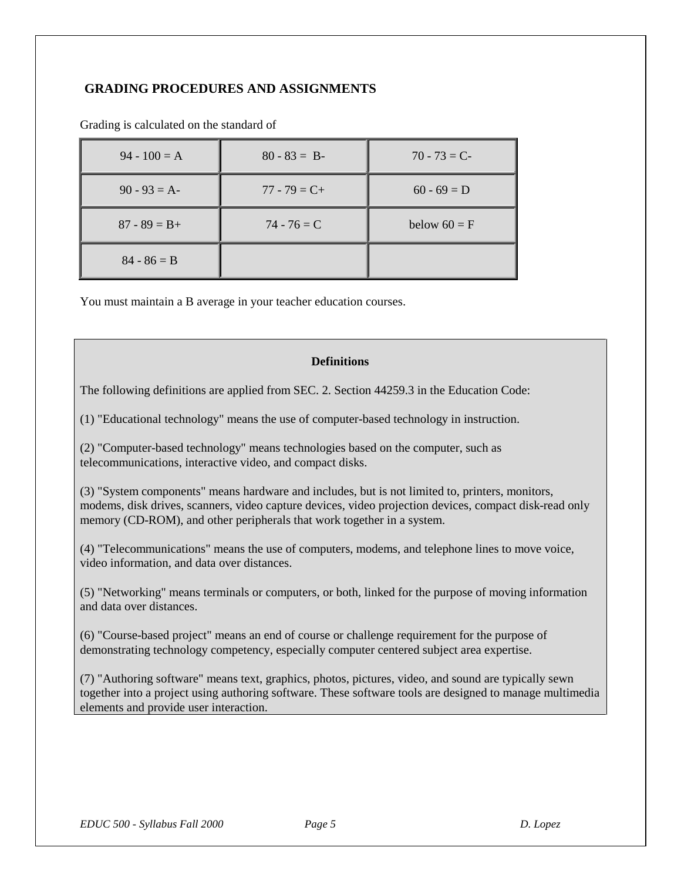## GRADING PROCEDURES AND ASSIGNMENTS

Grading is calculated on the standard of

| | | |
|---|---|---|
| 94 - 100 = A | 80 - 83 = B- | 70 - 73 = C- |
| 90 - 93 = A- | 77 - 79 = C+ | 60 - 69 = D |
| 87 - 89 = B+ | 74 - 76 = C | below 60 = F |
| 84 - 86 = B | | |

You must maintain a B average in your teacher education courses.

**Definitions**

The following definitions are applied from SEC. 2. Section 44259.3 in the Education Code:

(1) "Educational technology" means the use of computer-based technology in instruction.

(2) "Computer-based technology" means technologies based on the computer, such as telecommunications, interactive video, and compact disks.

(3) "System components" means hardware and includes, but is not limited to, printers, monitors, modems, disk drives, scanners, video capture devices, video projection devices, compact disk-read only memory (CD-ROM), and other peripherals that work together in a system.

(4) "Telecommunications" means the use of computers, modems, and telephone lines to move voice, video information, and data over distances.

(5) "Networking" means terminals or computers, or both, linked for the purpose of moving information and data over distances.

(6) "Course-based project" means an end of course or challenge requirement for the purpose of demonstrating technology competency, especially computer centered subject area expertise.

(7) "Authoring software" means text, graphics, photos, pictures, video, and sound are typically sewn together into a project using authoring software. These software tools are designed to manage multimedia elements and provide user interaction.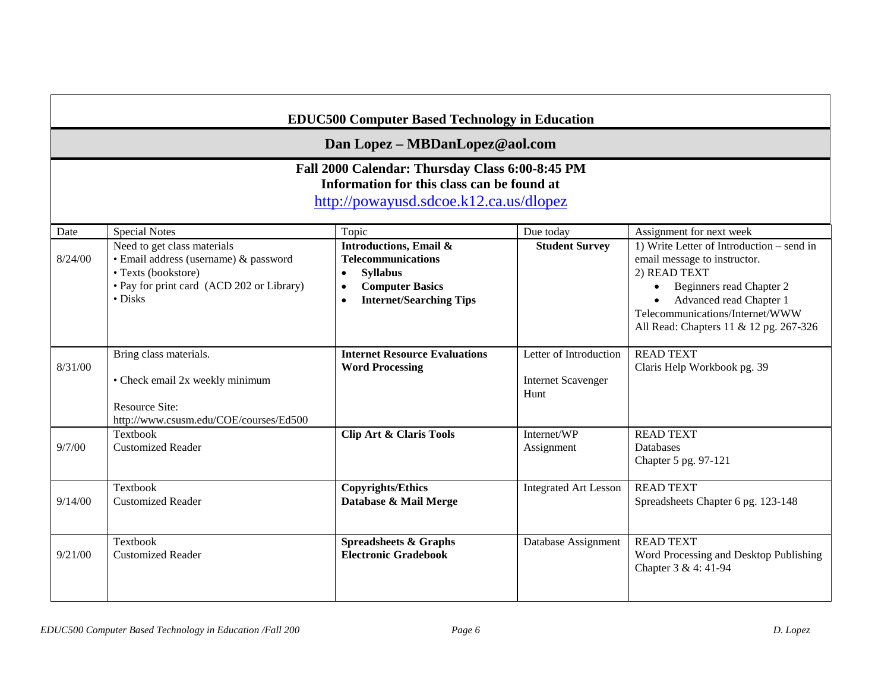## EDUC500 Computer Based Technology in Education

## Dan Lopez – MBDanLopez@aol.com

### Fall 2000 Calendar: Thursday Class 6:00-8:45 PM
### Information for this class can be found at
### [http://powayusd.sdcoe.k12.ca.us/dlopez](http://powayusd.sdcoe.k12.ca.us/dlopez)

| Date | Special Notes | Topic | Due today | Assignment for next week |
|---|---|---|---|---|
| 8/24/00 | Need to get class materials<br>• Email address (username) & password<br>• Texts (bookstore)<br>• Pay for print card (ACD 202 or Library)<br>• Disks | **Introductions, Email & Telecommunications**<br>• **Syllabus**<br>• **Computer Basics**<br>• **Internet/Searching Tips** | **Student Survey** | 1) Write Letter of Introduction – send in email message to instructor.<br>2) READ TEXT<br>• Beginners read Chapter 2<br>• Advanced read Chapter 1<br>Telecommunications/Internet/WWW<br>All Read: Chapters 11 & 12 pg. 267-326 |
| 8/31/00 | Bring class materials.<br>• Check email 2x weekly minimum<br>Resource Site:<br>http://www.csusm.edu/COE/courses/Ed500 | **Internet Resource Evaluations**<br>**Word Processing** | Letter of Introduction<br>Internet Scavenger Hunt | READ TEXT<br>Claris Help Workbook pg. 39 |
| 9/7/00 | Textbook<br>Customized Reader | **Clip Art & Claris Tools** | Internet/WP Assignment | READ TEXT<br>Databases<br>Chapter 5 pg. 97-121 |
| 9/14/00 | Textbook<br>Customized Reader | **Copyrights/Ethics**<br>**Database & Mail Merge** | Integrated Art Lesson | READ TEXT<br>Spreadsheets Chapter 6 pg. 123-148 |
| 9/21/00 | Textbook<br>Customized Reader | **Spreadsheets & Graphs**<br>**Electronic Gradebook** | Database Assignment | READ TEXT<br>Word Processing and Desktop Publishing Chapter 3 & 4: 41-94 |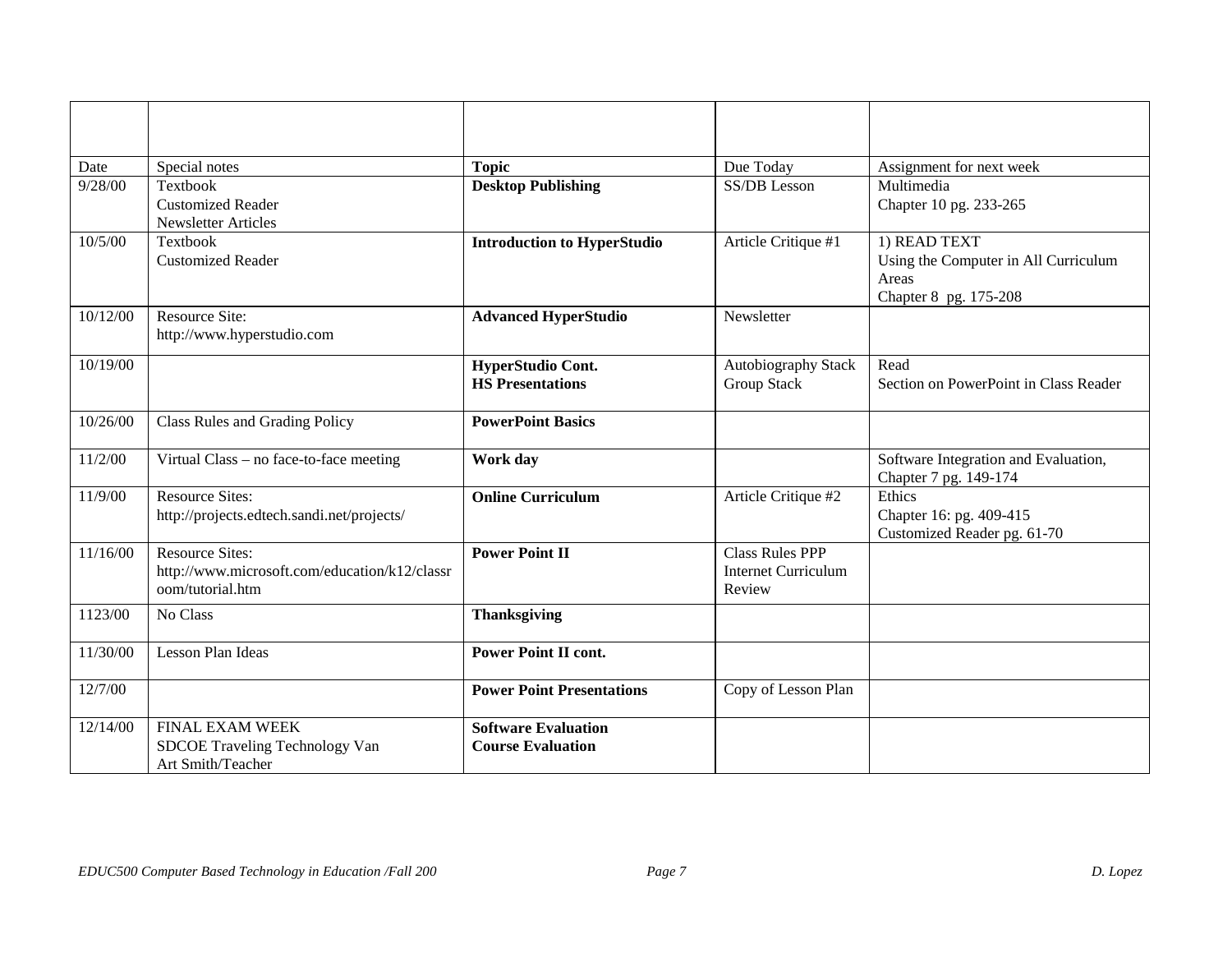| | | | | |
|---|---|---|---|---|
| Date | Special notes | **Topic** | Due Today | Assignment for next week |
| 9/28/00 | Textbook<br>Customized Reader<br>Newsletter Articles | **Desktop Publishing** | SS/DB Lesson | Multimedia<br>Chapter 10 pg. 233-265 |
| 10/5/00 | Textbook<br>Customized Reader | **Introduction to HyperStudio** | Article Critique #1 | 1) READ TEXT<br>Using the Computer in All Curriculum Areas<br>Chapter 8 pg. 175-208 |
| 10/12/00 | Resource Site:<br>http://www.hyperstudio.com | **Advanced HyperStudio** | Newsletter | |
| 10/19/00 | | **HyperStudio Cont.**<br>**HS Presentations** | Autobiography Stack<br>Group Stack | Read<br>Section on PowerPoint in Class Reader |
| 10/26/00 | Class Rules and Grading Policy | **PowerPoint Basics** | | |
| 11/2/00 | Virtual Class – no face-to-face meeting | **Work day** | | Software Integration and Evaluation, Chapter 7 pg. 149-174 |
| 11/9/00 | Resource Sites:<br>http://projects.edtech.sandi.net/projects/ | **Online Curriculum** | Article Critique #2 | Ethics<br>Chapter 16: pg. 409-415<br>Customized Reader pg. 61-70 |
| 11/16/00 | Resource Sites:<br>http://www.microsoft.com/education/k12/classroom/tutorial.htm | **Power Point II** | Class Rules PPP<br>Internet Curriculum Review | |
| 1123/00 | No Class | **Thanksgiving** | | |
| 11/30/00 | Lesson Plan Ideas | **Power Point II cont.** | | |
| 12/7/00 | | **Power Point Presentations** | Copy of Lesson Plan | |
| 12/14/00 | FINAL EXAM WEEK<br>SDCOE Traveling Technology Van<br>Art Smith/Teacher | **Software Evaluation**<br>**Course Evaluation** | | |